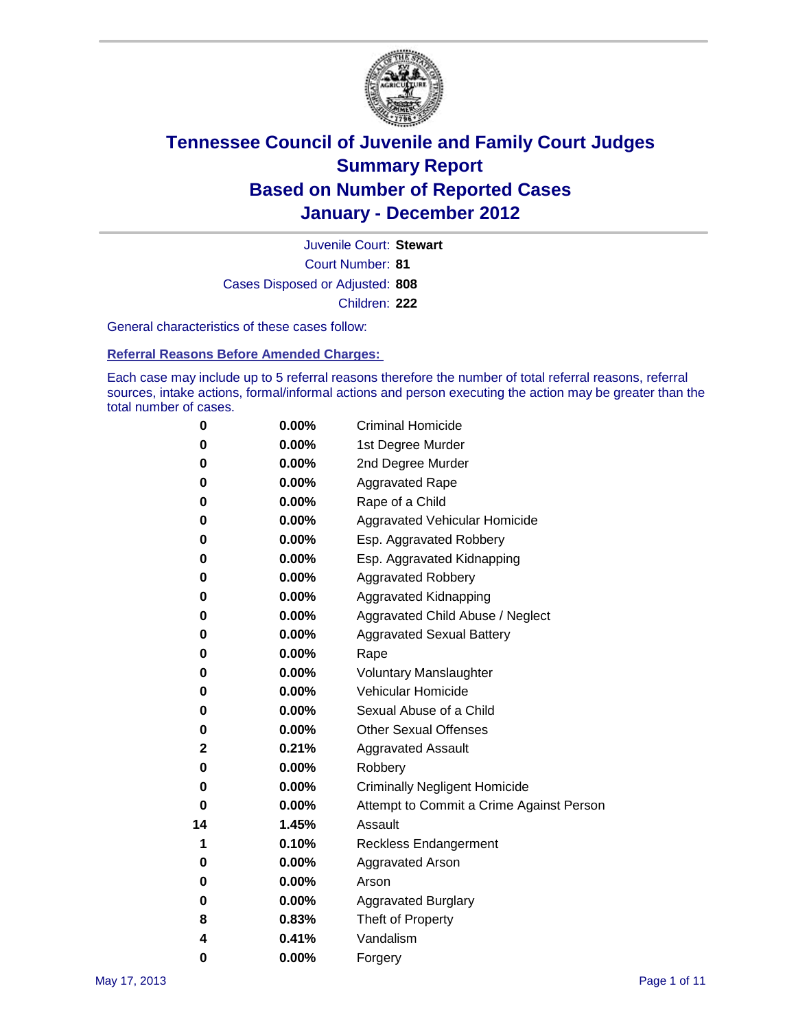# Tennessee Council of Juvenile and Family Court Judges
## Summary Report
## Based on Number of Reported Cases
## January - December 2012

Juvenile Court: **Stewart**

Court Number: **81**

Cases Disposed or Adjusted: **808**

Children: **222**

General characteristics of these cases follow:

### Referral Reasons Before Amended Charges:

Each case may include up to 5 referral reasons therefore the number of total referral reasons, referral sources, intake actions, formal/informal actions and person executing the action may be greater than the total number of cases.

| Count | Percent | Referral Reason |
|---|---|---|
| 0 | 0.00% | Criminal Homicide |
| 0 | 0.00% | 1st Degree Murder |
| 0 | 0.00% | 2nd Degree Murder |
| 0 | 0.00% | Aggravated Rape |
| 0 | 0.00% | Rape of a Child |
| 0 | 0.00% | Aggravated Vehicular Homicide |
| 0 | 0.00% | Esp. Aggravated Robbery |
| 0 | 0.00% | Esp. Aggravated Kidnapping |
| 0 | 0.00% | Aggravated Robbery |
| 0 | 0.00% | Aggravated Kidnapping |
| 0 | 0.00% | Aggravated Child Abuse / Neglect |
| 0 | 0.00% | Aggravated Sexual Battery |
| 0 | 0.00% | Rape |
| 0 | 0.00% | Voluntary Manslaughter |
| 0 | 0.00% | Vehicular Homicide |
| 0 | 0.00% | Sexual Abuse of a Child |
| 0 | 0.00% | Other Sexual Offenses |
| 2 | 0.21% | Aggravated Assault |
| 0 | 0.00% | Robbery |
| 0 | 0.00% | Criminally Negligent Homicide |
| 0 | 0.00% | Attempt to Commit a Crime Against Person |
| 14 | 1.45% | Assault |
| 1 | 0.10% | Reckless Endangerment |
| 0 | 0.00% | Aggravated Arson |
| 0 | 0.00% | Arson |
| 0 | 0.00% | Aggravated Burglary |
| 8 | 0.83% | Theft of Property |
| 4 | 0.41% | Vandalism |
| 0 | 0.00% | Forgery |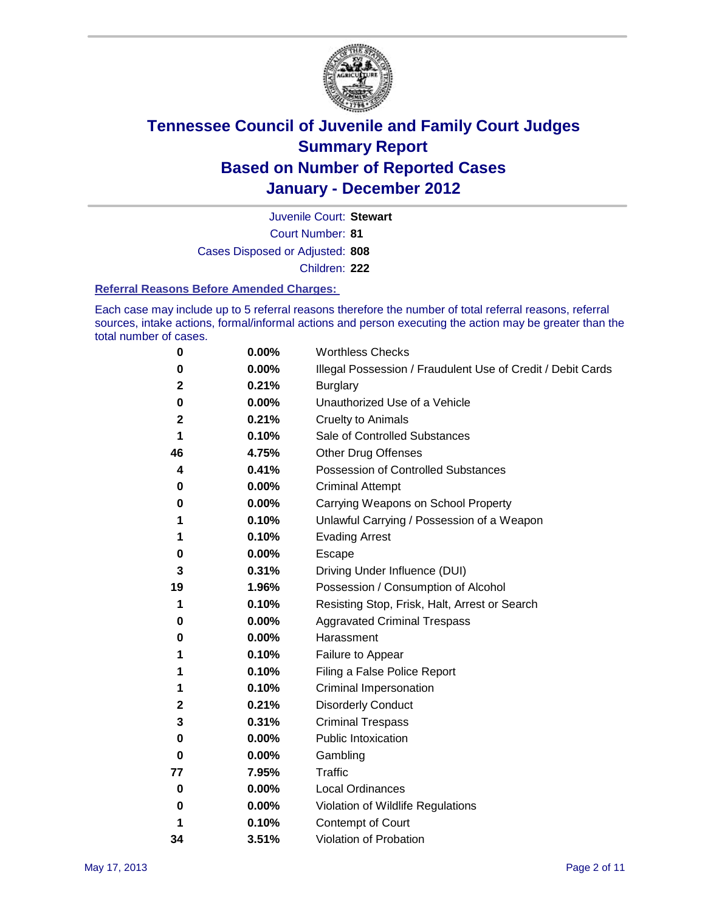# Tennessee Council of Juvenile and Family Court Judges
## Summary Report
## Based on Number of Reported Cases
## January - December 2012

Juvenile Court: **Stewart**
Court Number: **81**
Cases Disposed or Adjusted: **808**
Children: **222**

### Referral Reasons Before Amended Charges:

Each case may include up to 5 referral reasons therefore the number of total referral reasons, referral sources, intake actions, formal/informal actions and person executing the action may be greater than the total number of cases.

| | | |
|---|---|---|
| **0** | **0.00%** | Worthless Checks |
| **0** | **0.00%** | Illegal Possession / Fraudulent Use of Credit / Debit Cards |
| **2** | **0.21%** | Burglary |
| **0** | **0.00%** | Unauthorized Use of a Vehicle |
| **2** | **0.21%** | Cruelty to Animals |
| **1** | **0.10%** | Sale of Controlled Substances |
| **46** | **4.75%** | Other Drug Offenses |
| **4** | **0.41%** | Possession of Controlled Substances |
| **0** | **0.00%** | Criminal Attempt |
| **0** | **0.00%** | Carrying Weapons on School Property |
| **1** | **0.10%** | Unlawful Carrying / Possession of a Weapon |
| **1** | **0.10%** | Evading Arrest |
| **0** | **0.00%** | Escape |
| **3** | **0.31%** | Driving Under Influence (DUI) |
| **19** | **1.96%** | Possession / Consumption of Alcohol |
| **1** | **0.10%** | Resisting Stop, Frisk, Halt, Arrest or Search |
| **0** | **0.00%** | Aggravated Criminal Trespass |
| **0** | **0.00%** | Harassment |
| **1** | **0.10%** | Failure to Appear |
| **1** | **0.10%** | Filing a False Police Report |
| **1** | **0.10%** | Criminal Impersonation |
| **2** | **0.21%** | Disorderly Conduct |
| **3** | **0.31%** | Criminal Trespass |
| **0** | **0.00%** | Public Intoxication |
| **0** | **0.00%** | Gambling |
| **77** | **7.95%** | Traffic |
| **0** | **0.00%** | Local Ordinances |
| **0** | **0.00%** | Violation of Wildlife Regulations |
| **1** | **0.10%** | Contempt of Court |
| **34** | **3.51%** | Violation of Probation |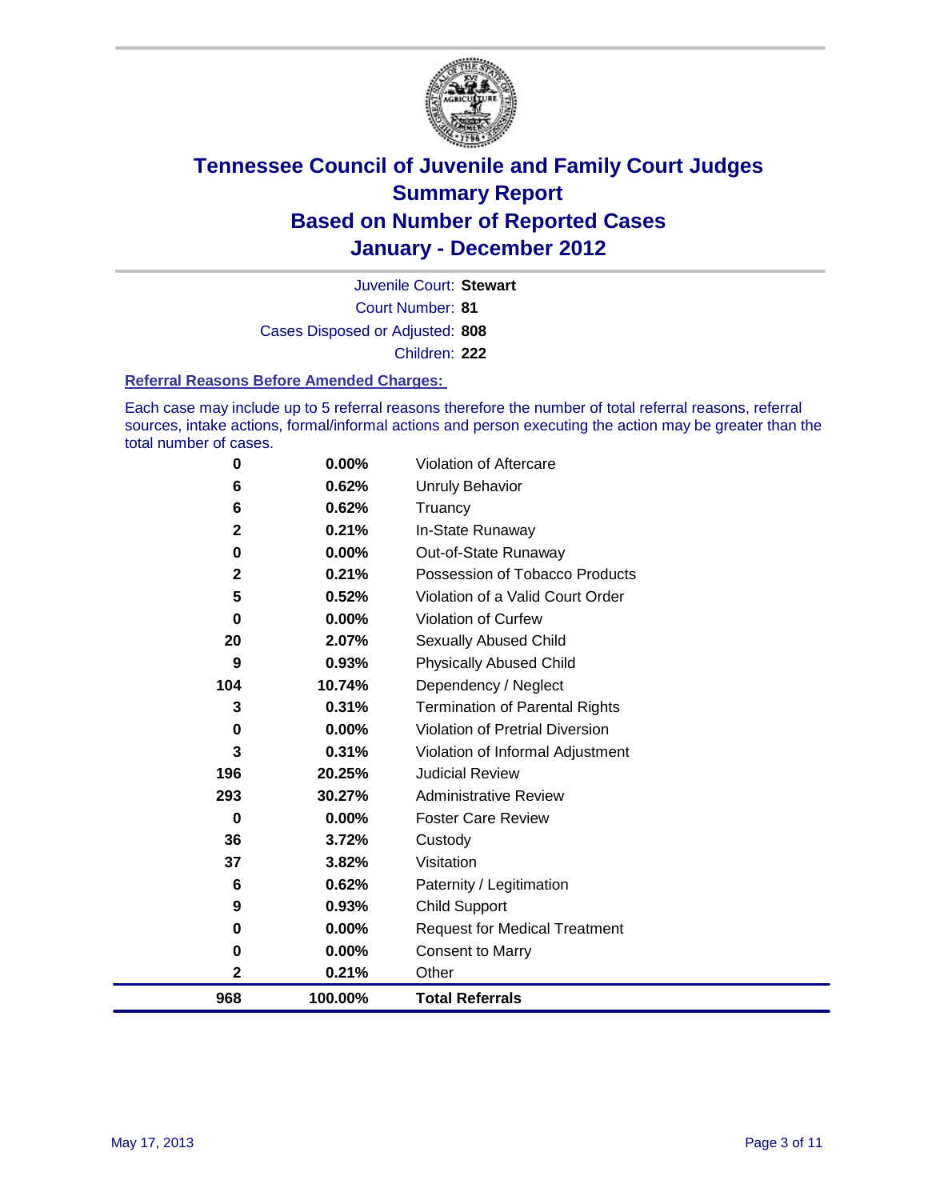# Tennessee Council of Juvenile and Family Court Judges
# Summary Report
# Based on Number of Reported Cases
# January - December 2012

Juvenile Court: **Stewart**

Court Number: **81**

Cases Disposed or Adjusted: **808**

Children: **222**

### Referral Reasons Before Amended Charges:

Each case may include up to 5 referral reasons therefore the number of total referral reasons, referral sources, intake actions, formal/informal actions and person executing the action may be greater than the total number of cases.

| Count | Percent | Referral Reason |
|---|---|---|
| 0 | 0.00% | Violation of Aftercare |
| 6 | 0.62% | Unruly Behavior |
| 6 | 0.62% | Truancy |
| 2 | 0.21% | In-State Runaway |
| 0 | 0.00% | Out-of-State Runaway |
| 2 | 0.21% | Possession of Tobacco Products |
| 5 | 0.52% | Violation of a Valid Court Order |
| 0 | 0.00% | Violation of Curfew |
| 20 | 2.07% | Sexually Abused Child |
| 9 | 0.93% | Physically Abused Child |
| 104 | 10.74% | Dependency / Neglect |
| 3 | 0.31% | Termination of Parental Rights |
| 0 | 0.00% | Violation of Pretrial Diversion |
| 3 | 0.31% | Violation of Informal Adjustment |
| 196 | 20.25% | Judicial Review |
| 293 | 30.27% | Administrative Review |
| 0 | 0.00% | Foster Care Review |
| 36 | 3.72% | Custody |
| 37 | 3.82% | Visitation |
| 6 | 0.62% | Paternity / Legitimation |
| 9 | 0.93% | Child Support |
| 0 | 0.00% | Request for Medical Treatment |
| 0 | 0.00% | Consent to Marry |
| 2 | 0.21% | Other |
| **968** | **100.00%** | **Total Referrals** |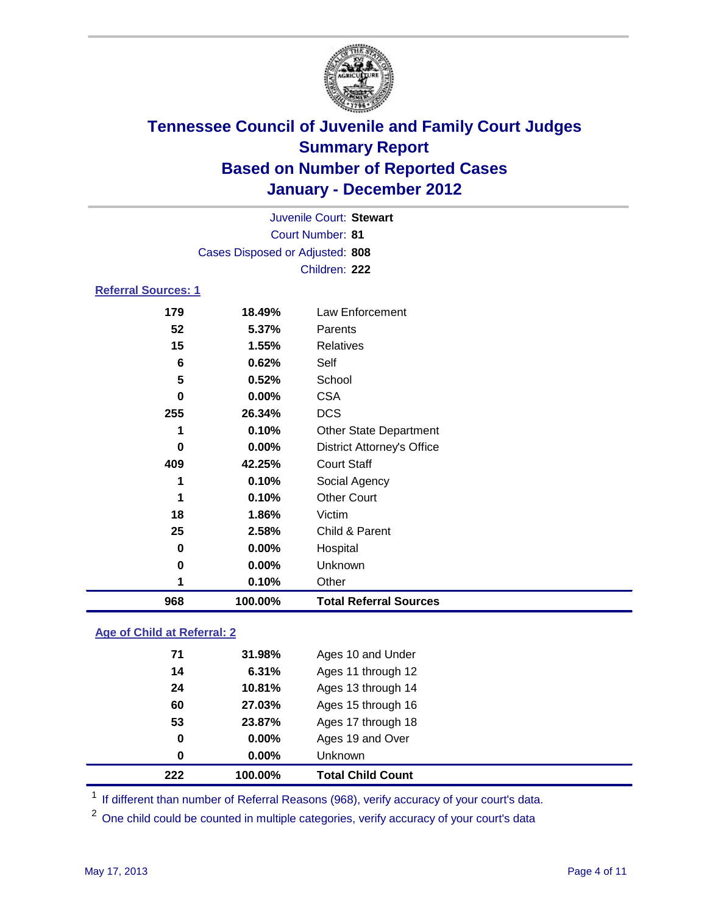# Tennessee Council of Juvenile and Family Court Judges
## Summary Report
## Based on Number of Reported Cases
## January - December 2012

Juvenile Court: **Stewart**
Court Number: **81**
Cases Disposed or Adjusted: **808**
Children: **222**

### Referral Sources: 1

| Count | Percent | Source |
|---|---|---|
| 179 | 18.49% | Law Enforcement |
| 52 | 5.37% | Parents |
| 15 | 1.55% | Relatives |
| 6 | 0.62% | Self |
| 5 | 0.52% | School |
| 0 | 0.00% | CSA |
| 255 | 26.34% | DCS |
| 1 | 0.10% | Other State Department |
| 0 | 0.00% | District Attorney's Office |
| 409 | 42.25% | Court Staff |
| 1 | 0.10% | Social Agency |
| 1 | 0.10% | Other Court |
| 18 | 1.86% | Victim |
| 25 | 2.58% | Child & Parent |
| 0 | 0.00% | Hospital |
| 0 | 0.00% | Unknown |
| 1 | 0.10% | Other |
| **968** | **100.00%** | **Total Referral Sources** |

### Age of Child at Referral: 2

| Count | Percent | Age Group |
|---|---|---|
| 71 | 31.98% | Ages 10 and Under |
| 14 | 6.31% | Ages 11 through 12 |
| 24 | 10.81% | Ages 13 through 14 |
| 60 | 27.03% | Ages 15 through 16 |
| 53 | 23.87% | Ages 17 through 18 |
| 0 | 0.00% | Ages 19 and Over |
| 0 | 0.00% | Unknown |
| **222** | **100.00%** | **Total Child Count** |

[1] If different than number of Referral Reasons (968), verify accuracy of your court's data.

[2] One child could be counted in multiple categories, verify accuracy of your court's data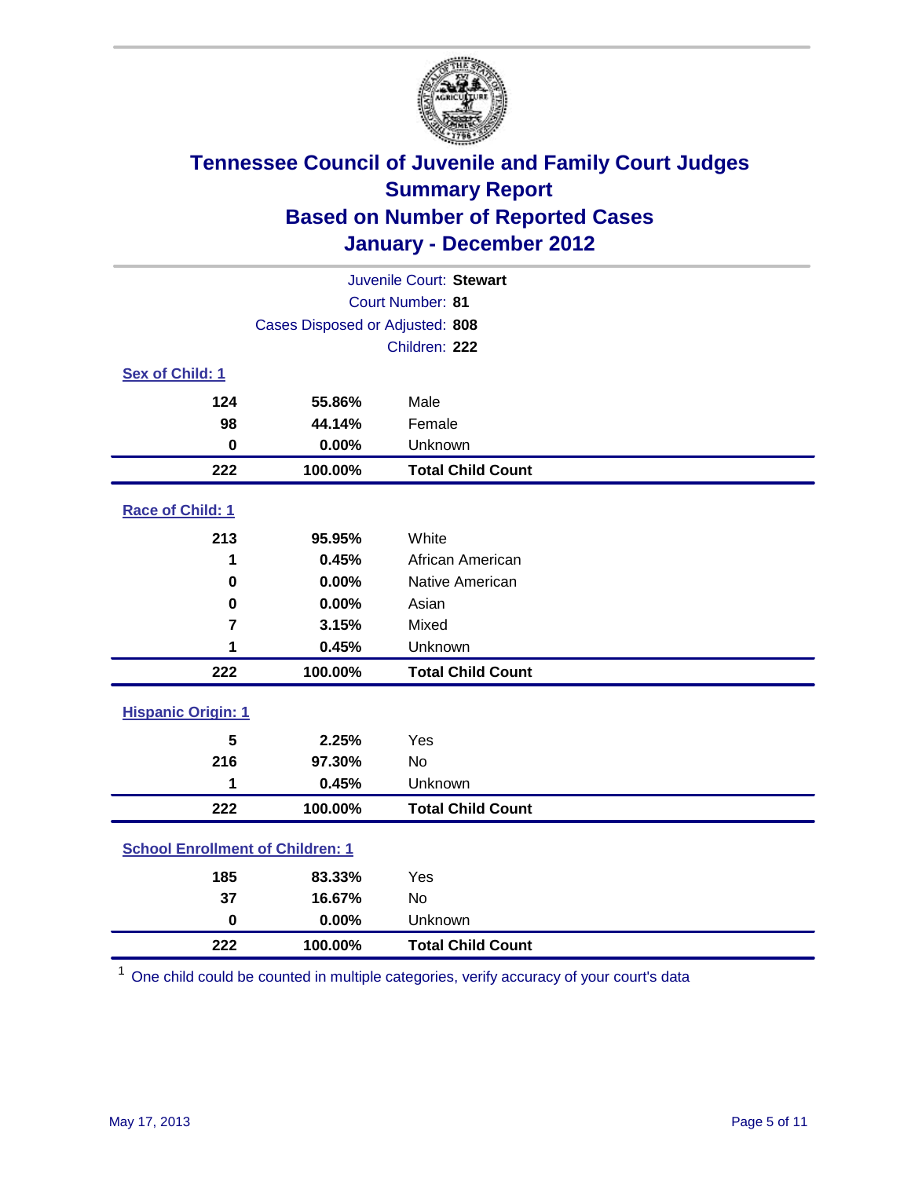# Tennessee Council of Juvenile and Family Court Judges
## Summary Report
## Based on Number of Reported Cases
## January - December 2012

Juvenile Court: **Stewart**
Court Number: **81**
Cases Disposed or Adjusted: **808**
Children: **222**

### Sex of Child: 1

| | | |
|---|---|---|
| 124 | 55.86% | Male |
| 98 | 44.14% | Female |
| 0 | 0.00% | Unknown |
| **222** | **100.00%** | **Total Child Count** |

### Race of Child: 1

| | | |
|---|---|---|
| 213 | 95.95% | White |
| 1 | 0.45% | African American |
| 0 | 0.00% | Native American |
| 0 | 0.00% | Asian |
| 7 | 3.15% | Mixed |
| 1 | 0.45% | Unknown |
| **222** | **100.00%** | **Total Child Count** |

### Hispanic Origin: 1

| | | |
|---|---|---|
| 5 | 2.25% | Yes |
| 216 | 97.30% | No |
| 1 | 0.45% | Unknown |
| **222** | **100.00%** | **Total Child Count** |

### School Enrollment of Children: 1

| | | |
|---|---|---|
| 185 | 83.33% | Yes |
| 37 | 16.67% | No |
| 0 | 0.00% | Unknown |
| **222** | **100.00%** | **Total Child Count** |

[1] One child could be counted in multiple categories, verify accuracy of your court's data

May 17, 2013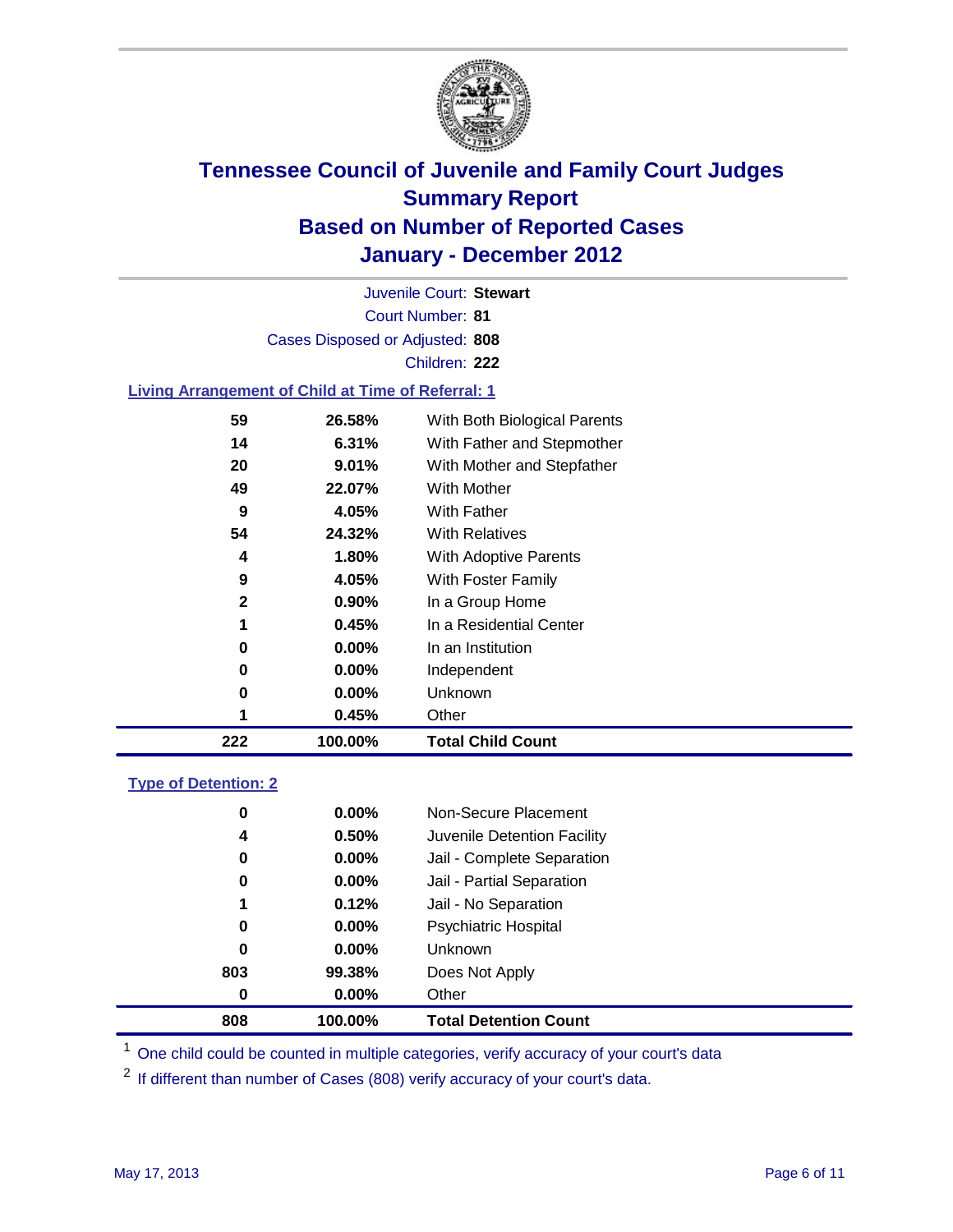# Tennessee Council of Juvenile and Family Court Judges
## Summary Report
## Based on Number of Reported Cases
## January - December 2012

Juvenile Court: **Stewart**

Court Number: **81**

Cases Disposed or Adjusted: **808**

Children: **222**

### Living Arrangement of Child at Time of Referral: 1

| | | |
|---|---|---|
| 59 | 26.58% | With Both Biological Parents |
| 14 | 6.31% | With Father and Stepmother |
| 20 | 9.01% | With Mother and Stepfather |
| 49 | 22.07% | With Mother |
| 9 | 4.05% | With Father |
| 54 | 24.32% | With Relatives |
| 4 | 1.80% | With Adoptive Parents |
| 9 | 4.05% | With Foster Family |
| 2 | 0.90% | In a Group Home |
| 1 | 0.45% | In a Residential Center |
| 0 | 0.00% | In an Institution |
| 0 | 0.00% | Independent |
| 0 | 0.00% | Unknown |
| 1 | 0.45% | Other |
| **222** | **100.00%** | **Total Child Count** |

### Type of Detention: 2

| | | |
|---|---|---|
| 0 | 0.00% | Non-Secure Placement |
| 4 | 0.50% | Juvenile Detention Facility |
| 0 | 0.00% | Jail - Complete Separation |
| 0 | 0.00% | Jail - Partial Separation |
| 1 | 0.12% | Jail - No Separation |
| 0 | 0.00% | Psychiatric Hospital |
| 0 | 0.00% | Unknown |
| 803 | 99.38% | Does Not Apply |
| 0 | 0.00% | Other |
| **808** | **100.00%** | **Total Detention Count** |

[1] One child could be counted in multiple categories, verify accuracy of your court's data

[2] If different than number of Cases (808) verify accuracy of your court's data.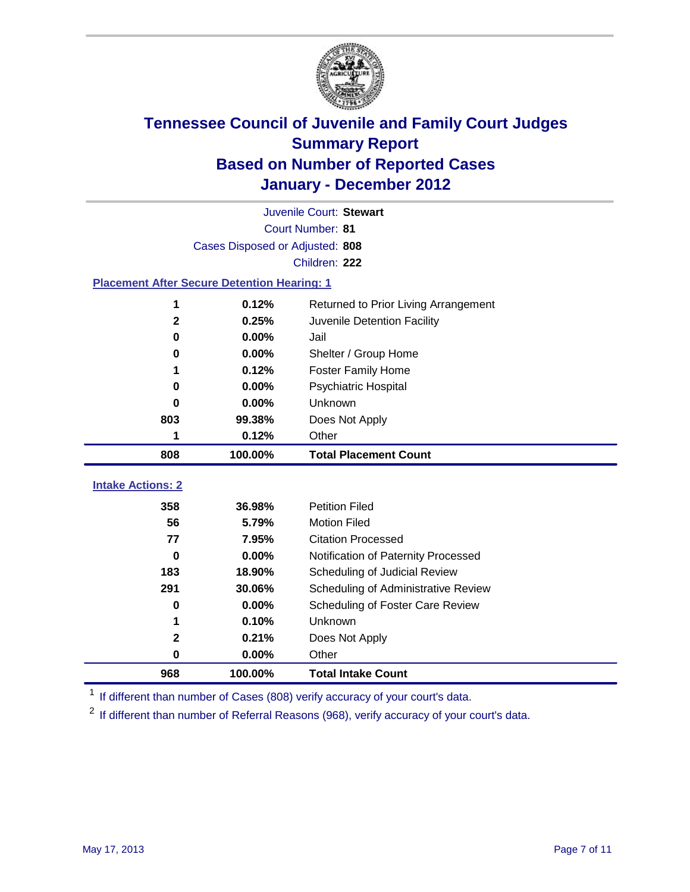# Tennessee Council of Juvenile and Family Court Judges
## Summary Report
## Based on Number of Reported Cases
## January - December 2012

Juvenile Court: **Stewart**

Court Number: **81**

Cases Disposed or Adjusted: **808**

Children: **222**

### Placement After Secure Detention Hearing: 1

| Count | Percent | Placement |
|---|---|---|
| 1 | 0.12% | Returned to Prior Living Arrangement |
| 2 | 0.25% | Juvenile Detention Facility |
| 0 | 0.00% | Jail |
| 0 | 0.00% | Shelter / Group Home |
| 1 | 0.12% | Foster Family Home |
| 0 | 0.00% | Psychiatric Hospital |
| 0 | 0.00% | Unknown |
| 803 | 99.38% | Does Not Apply |
| 1 | 0.12% | Other |
| **808** | **100.00%** | **Total Placement Count** |

### Intake Actions: 2

| Count | Percent | Intake Action |
|---|---|---|
| 358 | 36.98% | Petition Filed |
| 56 | 5.79% | Motion Filed |
| 77 | 7.95% | Citation Processed |
| 0 | 0.00% | Notification of Paternity Processed |
| 183 | 18.90% | Scheduling of Judicial Review |
| 291 | 30.06% | Scheduling of Administrative Review |
| 0 | 0.00% | Scheduling of Foster Care Review |
| 1 | 0.10% | Unknown |
| 2 | 0.21% | Does Not Apply |
| 0 | 0.00% | Other |
| **968** | **100.00%** | **Total Intake Count** |

[1] If different than number of Cases (808) verify accuracy of your court's data.

[2] If different than number of Referral Reasons (968), verify accuracy of your court's data.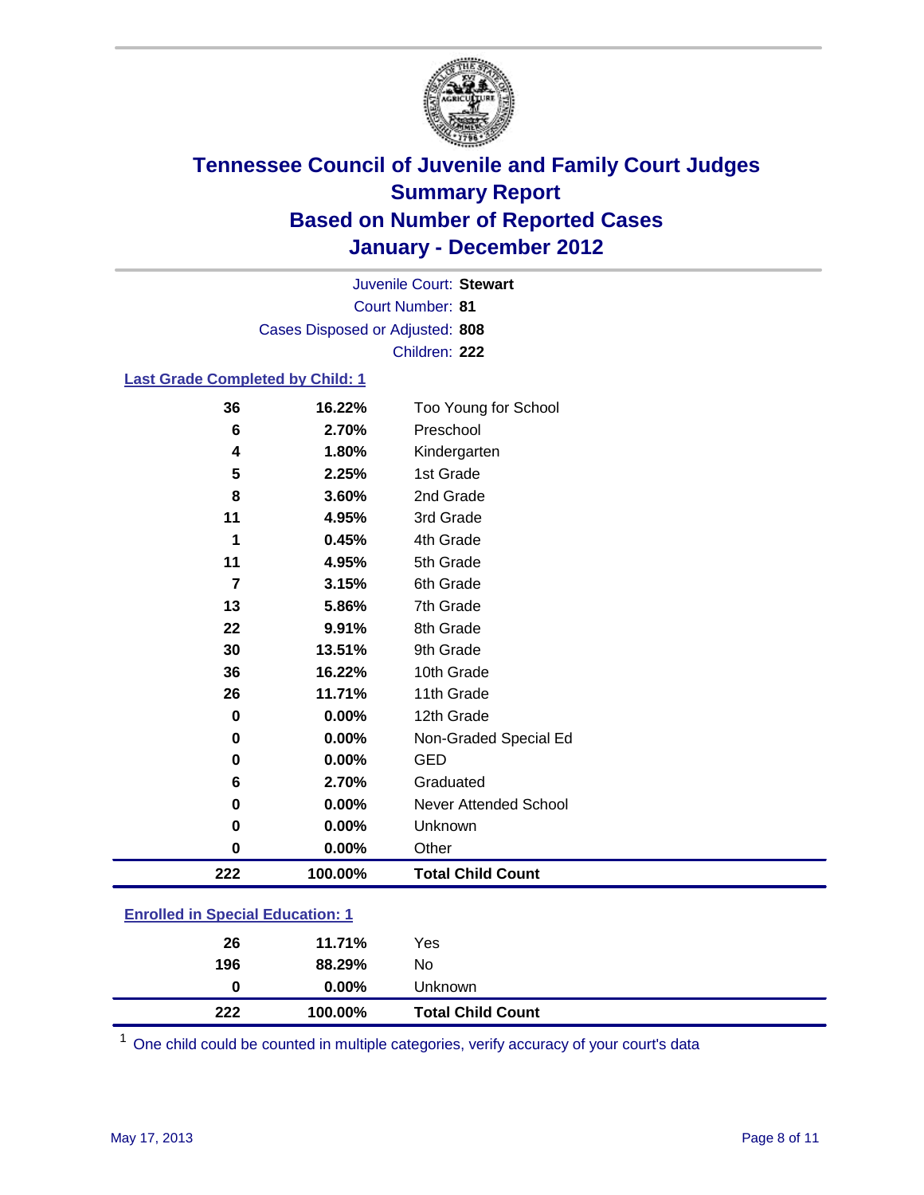# Tennessee Council of Juvenile and Family Court Judges
## Summary Report
## Based on Number of Reported Cases
## January - December 2012

Juvenile Court: **Stewart**

Court Number: **81**

Cases Disposed or Adjusted: **808**

Children: **222**

### Last Grade Completed by Child: 1

| Count | Percent | Category |
|---|---|---|
| 36 | 16.22% | Too Young for School |
| 6 | 2.70% | Preschool |
| 4 | 1.80% | Kindergarten |
| 5 | 2.25% | 1st Grade |
| 8 | 3.60% | 2nd Grade |
| 11 | 4.95% | 3rd Grade |
| 1 | 0.45% | 4th Grade |
| 11 | 4.95% | 5th Grade |
| 7 | 3.15% | 6th Grade |
| 13 | 5.86% | 7th Grade |
| 22 | 9.91% | 8th Grade |
| 30 | 13.51% | 9th Grade |
| 36 | 16.22% | 10th Grade |
| 26 | 11.71% | 11th Grade |
| 0 | 0.00% | 12th Grade |
| 0 | 0.00% | Non-Graded Special Ed |
| 0 | 0.00% | GED |
| 6 | 2.70% | Graduated |
| 0 | 0.00% | Never Attended School |
| 0 | 0.00% | Unknown |
| 0 | 0.00% | Other |
| **222** | **100.00%** | **Total Child Count** |

### Enrolled in Special Education: 1

| Count | Percent | Category |
|---|---|---|
| 26 | 11.71% | Yes |
| 196 | 88.29% | No |
| 0 | 0.00% | Unknown |
| **222** | **100.00%** | **Total Child Count** |

[1] One child could be counted in multiple categories, verify accuracy of your court's data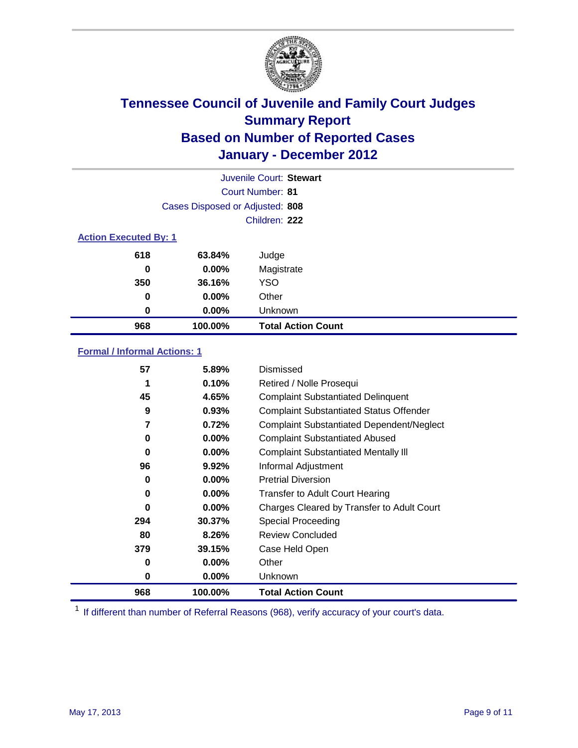# Tennessee Council of Juvenile and Family Court Judges
## Summary Report
## Based on Number of Reported Cases
## January - December 2012

Juvenile Court: **Stewart**
Court Number: **81**
Cases Disposed or Adjusted: **808**
Children: **222**

### Action Executed By: 1

| | | |
|---|---|---|
| 618 | 63.84% | Judge |
| 0 | 0.00% | Magistrate |
| 350 | 36.16% | YSO |
| 0 | 0.00% | Other |
| 0 | 0.00% | Unknown |
| **968** | **100.00%** | **Total Action Count** |

### Formal / Informal Actions: 1

| | | |
|---|---|---|
| 57 | 5.89% | Dismissed |
| 1 | 0.10% | Retired / Nolle Prosequi |
| 45 | 4.65% | Complaint Substantiated Delinquent |
| 9 | 0.93% | Complaint Substantiated Status Offender |
| 7 | 0.72% | Complaint Substantiated Dependent/Neglect |
| 0 | 0.00% | Complaint Substantiated Abused |
| 0 | 0.00% | Complaint Substantiated Mentally Ill |
| 96 | 9.92% | Informal Adjustment |
| 0 | 0.00% | Pretrial Diversion |
| 0 | 0.00% | Transfer to Adult Court Hearing |
| 0 | 0.00% | Charges Cleared by Transfer to Adult Court |
| 294 | 30.37% | Special Proceeding |
| 80 | 8.26% | Review Concluded |
| 379 | 39.15% | Case Held Open |
| 0 | 0.00% | Other |
| 0 | 0.00% | Unknown |
| **968** | **100.00%** | **Total Action Count** |

[1] If different than number of Referral Reasons (968), verify accuracy of your court's data.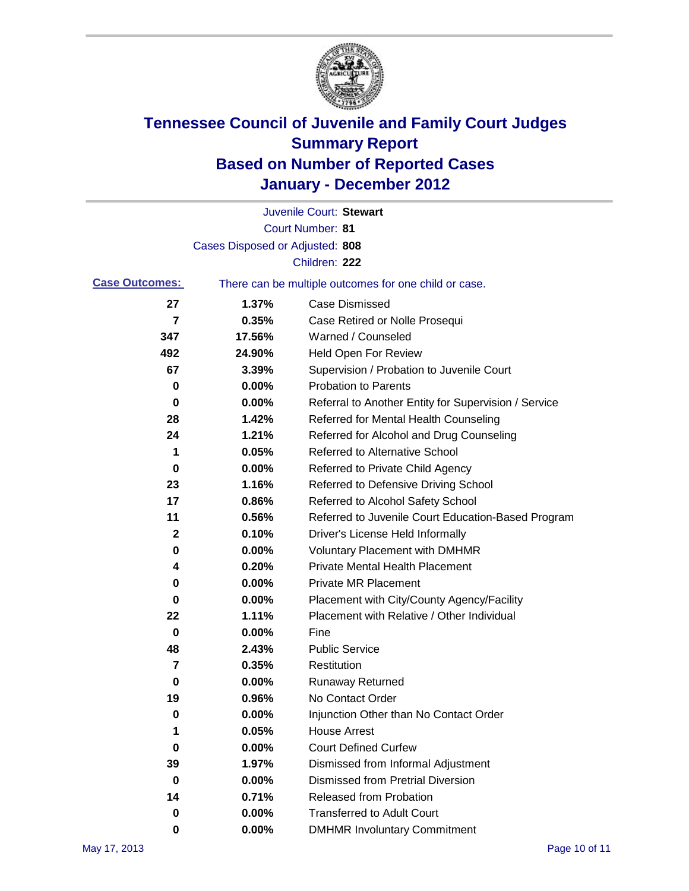# Tennessee Council of Juvenile and Family Court Judges
## Summary Report
## Based on Number of Reported Cases
## January - December 2012

Juvenile Court: **Stewart**
Court Number: **81**
Cases Disposed or Adjusted: **808**
Children: **222**

**Case Outcomes:** There can be multiple outcomes for one child or case.

| | | |
|---|---|---|
| 27 | 1.37% | Case Dismissed |
| 7 | 0.35% | Case Retired or Nolle Prosequi |
| 347 | 17.56% | Warned / Counseled |
| 492 | 24.90% | Held Open For Review |
| 67 | 3.39% | Supervision / Probation to Juvenile Court |
| 0 | 0.00% | Probation to Parents |
| 0 | 0.00% | Referral to Another Entity for Supervision / Service |
| 28 | 1.42% | Referred for Mental Health Counseling |
| 24 | 1.21% | Referred for Alcohol and Drug Counseling |
| 1 | 0.05% | Referred to Alternative School |
| 0 | 0.00% | Referred to Private Child Agency |
| 23 | 1.16% | Referred to Defensive Driving School |
| 17 | 0.86% | Referred to Alcohol Safety School |
| 11 | 0.56% | Referred to Juvenile Court Education-Based Program |
| 2 | 0.10% | Driver's License Held Informally |
| 0 | 0.00% | Voluntary Placement with DMHMR |
| 4 | 0.20% | Private Mental Health Placement |
| 0 | 0.00% | Private MR Placement |
| 0 | 0.00% | Placement with City/County Agency/Facility |
| 22 | 1.11% | Placement with Relative / Other Individual |
| 0 | 0.00% | Fine |
| 48 | 2.43% | Public Service |
| 7 | 0.35% | Restitution |
| 0 | 0.00% | Runaway Returned |
| 19 | 0.96% | No Contact Order |
| 0 | 0.00% | Injunction Other than No Contact Order |
| 1 | 0.05% | House Arrest |
| 0 | 0.00% | Court Defined Curfew |
| 39 | 1.97% | Dismissed from Informal Adjustment |
| 0 | 0.00% | Dismissed from Pretrial Diversion |
| 14 | 0.71% | Released from Probation |
| 0 | 0.00% | Transferred to Adult Court |
| 0 | 0.00% | DMHMR Involuntary Commitment |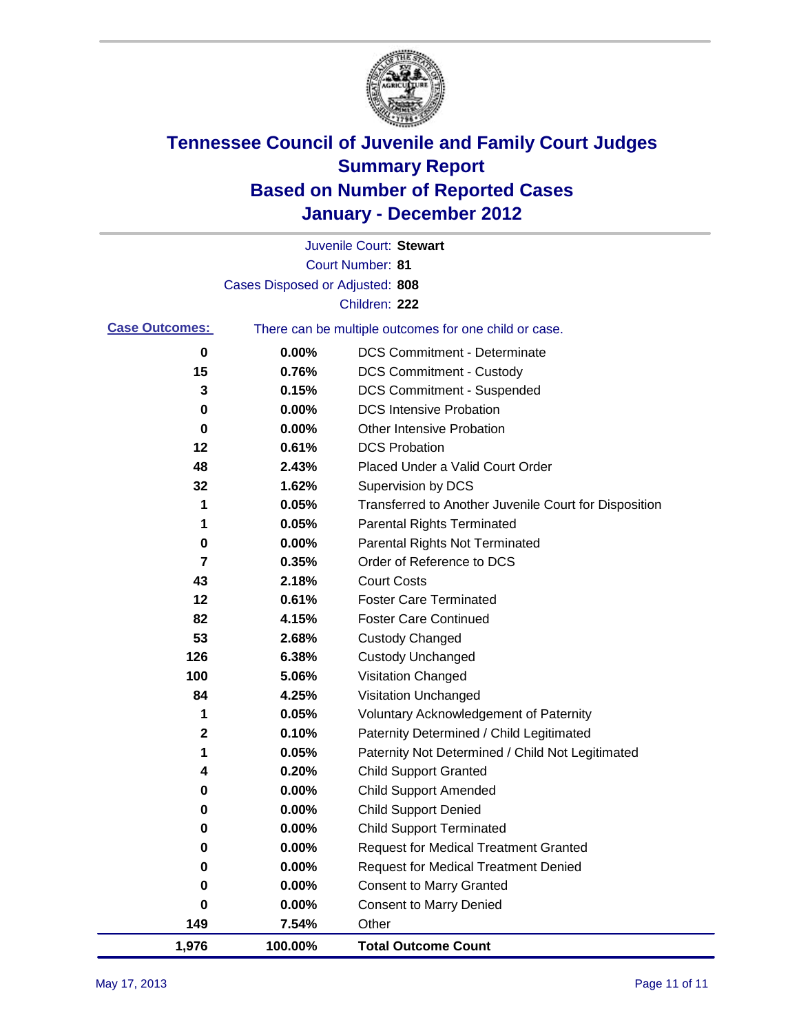# Tennessee Council of Juvenile and Family Court Judges
## Summary Report
## Based on Number of Reported Cases
## January - December 2012

Juvenile Court: **Stewart**
Court Number: **81**
Cases Disposed or Adjusted: **808**
Children: **222**

**Case Outcomes:** There can be multiple outcomes for one child or case.

| | | |
|---|---|---|
| 0 | 0.00% | DCS Commitment - Determinate |
| 15 | 0.76% | DCS Commitment - Custody |
| 3 | 0.15% | DCS Commitment - Suspended |
| 0 | 0.00% | DCS Intensive Probation |
| 0 | 0.00% | Other Intensive Probation |
| 12 | 0.61% | DCS Probation |
| 48 | 2.43% | Placed Under a Valid Court Order |
| 32 | 1.62% | Supervision by DCS |
| 1 | 0.05% | Transferred to Another Juvenile Court for Disposition |
| 1 | 0.05% | Parental Rights Terminated |
| 0 | 0.00% | Parental Rights Not Terminated |
| 7 | 0.35% | Order of Reference to DCS |
| 43 | 2.18% | Court Costs |
| 12 | 0.61% | Foster Care Terminated |
| 82 | 4.15% | Foster Care Continued |
| 53 | 2.68% | Custody Changed |
| 126 | 6.38% | Custody Unchanged |
| 100 | 5.06% | Visitation Changed |
| 84 | 4.25% | Visitation Unchanged |
| 1 | 0.05% | Voluntary Acknowledgement of Paternity |
| 2 | 0.10% | Paternity Determined / Child Legitimated |
| 1 | 0.05% | Paternity Not Determined / Child Not Legitimated |
| 4 | 0.20% | Child Support Granted |
| 0 | 0.00% | Child Support Amended |
| 0 | 0.00% | Child Support Denied |
| 0 | 0.00% | Child Support Terminated |
| 0 | 0.00% | Request for Medical Treatment Granted |
| 0 | 0.00% | Request for Medical Treatment Denied |
| 0 | 0.00% | Consent to Marry Granted |
| 0 | 0.00% | Consent to Marry Denied |
| 149 | 7.54% | Other |
| **1,976** | **100.00%** | **Total Outcome Count** |